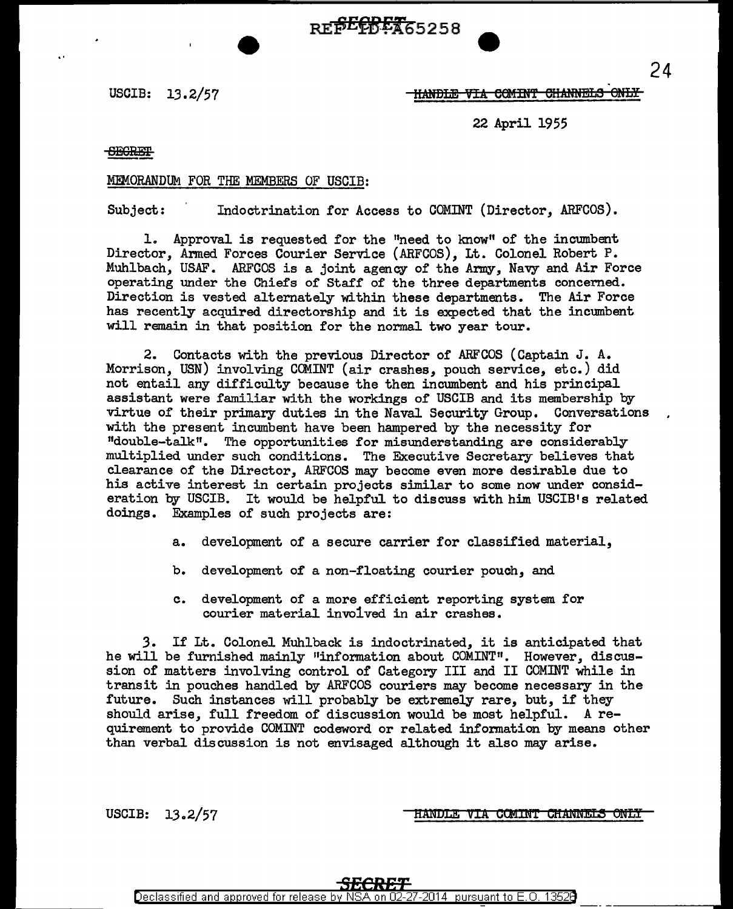USCIB: 13.2/57

~~HANDLE VIA COMINT CHANNELS ONLY~~

22 April 1955

~~SECRET~~

MEMORANDUM FOR THE MEMBERS OF USCIB:

Subject: Indoctrination for Access to COMINT (Director, ARFCOS).

1. Approval is requested for the "need to know" of the incumbent Director, Armed Forces Courier Service (ARFCOS), Lt. Colonel Robert P. Muhlbach, USAF. ARFCOS is a joint agency of the Army, Navy and Air Force operating under the Chiefs of Staff of the three departments concerned. Direction is vested alternately within these departments. The Air Force has recently acquired directorship and it is expected that the incumbent will remain in that position for the normal two year tour.

2. Contacts with the previous Director of ARFCOS (Captain J. A. Morrison, USN) involving COMINT (air crashes, pouch service, etc.) did not entail any difficulty because the then incumbent and his principal assistant were familiar with the workings of USCIB and its membership by virtue of their primary duties in the Naval Security Group. Conversations with the present incumbent have been hampered by the necessity for "double-talk". The opportunities for misunderstanding are considerably multiplied under such conditions. The Executive Secretary believes that clearance of the Director, ARFCOS may become even more desirable due to his active interest in certain projects similar to some now under consideration by USCIB. It would be helpful to discuss with him USCIB's related doings. Examples of such projects are:

a. development of a secure carrier for classified material,

b. development of a non-floating courier pouch, and

c. development of a more efficient reporting system for courier material involved in air crashes.

3. If Lt. Colonel Muhlback is indoctrinated, it is anticipated that he will be furnished mainly "information about COMINT". However, discussion of matters involving control of Category III and II COMINT while in transit in pouches handled by ARFCOS couriers may become necessary in the future. Such instances will probably be extremely rare, but, if they should arise, full freedom of discussion would be most helpful. A requirement to provide COMINT codeword or related information by means other than verbal discussion is not envisaged although it also may arise.

USCIB: 13.2/57

~~HANDLE VIA COMINT CHANNELS ONLY~~

~~SECRET~~

Declassified and approved for release by NSA on 02-27-2014 pursuant to E.O. 13526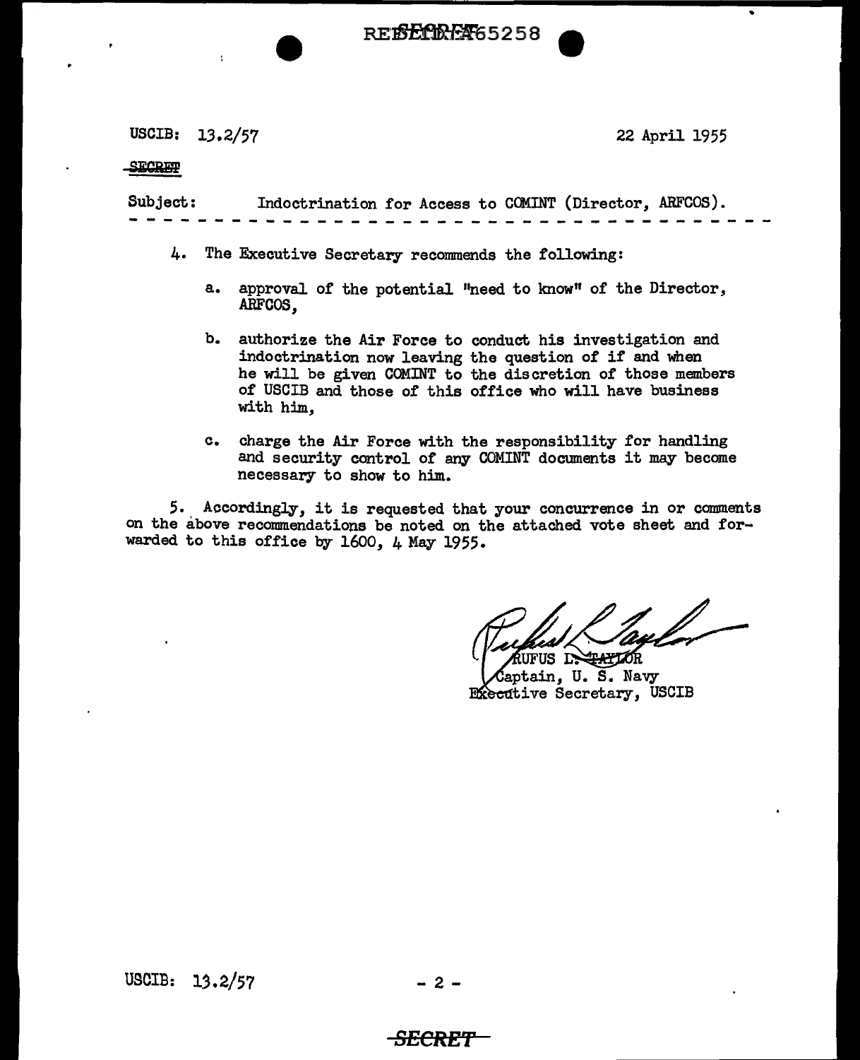REF ID:A65258

USCIB: 13.2/57 22 April 1955

SECRET

Subject: Indoctrination for Access to COMINT (Director, ARFCOS).

4. The Executive Secretary recommends the following:

   a. approval of the potential "need to know" of the Director, ARFCOS,

   b. authorize the Air Force to conduct his investigation and indoctrination now leaving the question of if and when he will be given COMINT to the discretion of those members of USCIB and those of this office who will have business with him,

   c. charge the Air Force with the responsibility for handling and security control of any COMINT documents it may become necessary to show to him.

5. Accordingly, it is requested that your concurrence in or comments on the above recommendations be noted on the attached vote sheet and forwarded to this office by 1600, 4 May 1955.

RUFUS L. TAYLOR
Captain, U. S. Navy
Executive Secretary, USCIB

USCIB: 13.2/57

SECRET